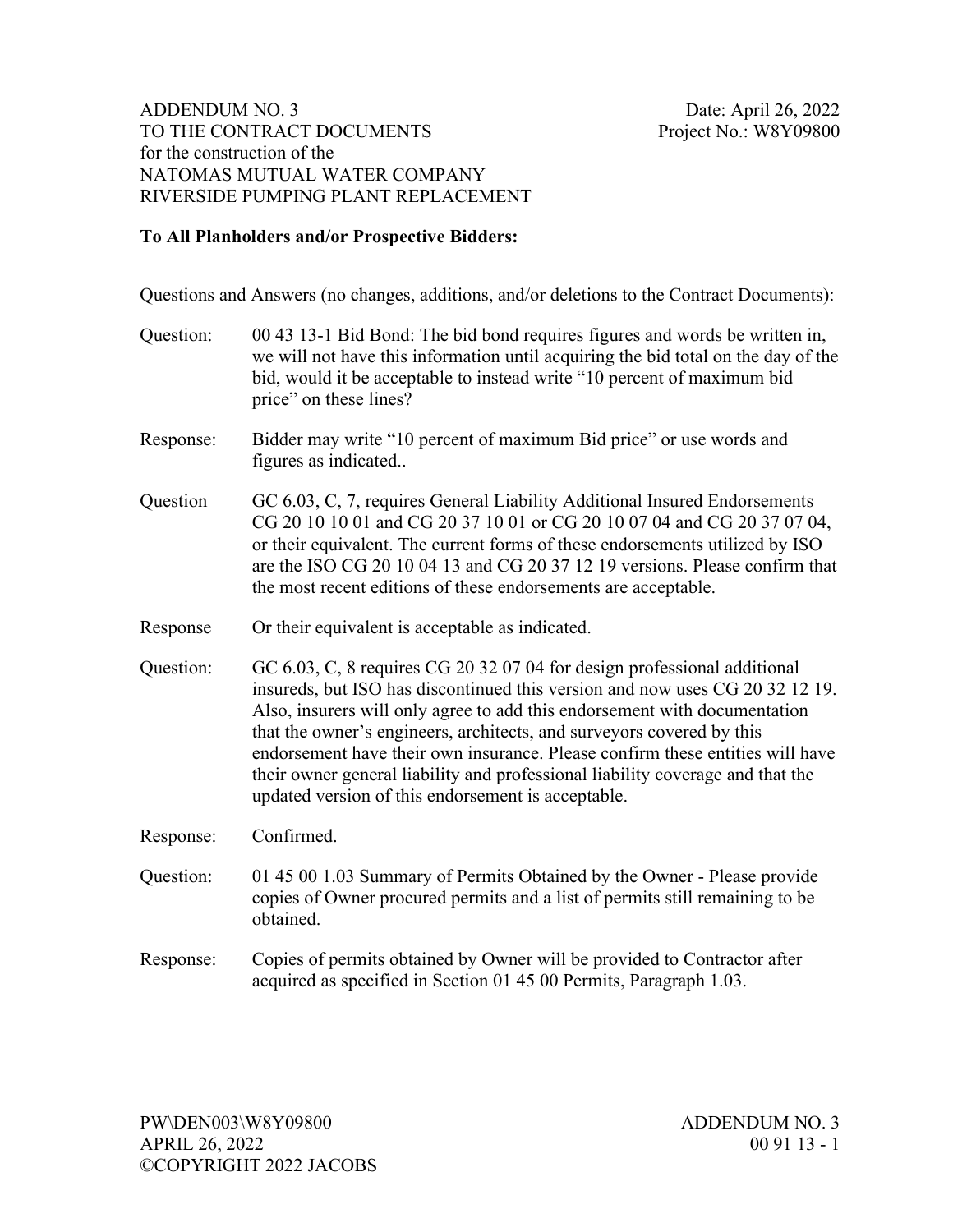ADDENDUM NO. 3
TO THE CONTRACT DOCUMENTS
for the construction of the
NATOMAS MUTUAL WATER COMPANY
RIVERSIDE PUMPING PLANT REPLACEMENT

Date: April 26, 2022
Project No.: W8Y09800

**To All Planholders and/or Prospective Bidders:**

Questions and Answers (no changes, additions, and/or deletions to the Contract Documents):

Question: 00 43 13-1 Bid Bond: The bid bond requires figures and words be written in, we will not have this information until acquiring the bid total on the day of the bid, would it be acceptable to instead write "10 percent of maximum bid price" on these lines?

Response: Bidder may write "10 percent of maximum Bid price" or use words and figures as indicated..

Question GC 6.03, C, 7, requires General Liability Additional Insured Endorsements CG 20 10 10 01 and CG 20 37 10 01 or CG 20 10 07 04 and CG 20 37 07 04, or their equivalent. The current forms of these endorsements utilized by ISO are the ISO CG 20 10 04 13 and CG 20 37 12 19 versions. Please confirm that the most recent editions of these endorsements are acceptable.

Response Or their equivalent is acceptable as indicated.

Question: GC 6.03, C, 8 requires CG 20 32 07 04 for design professional additional insureds, but ISO has discontinued this version and now uses CG 20 32 12 19. Also, insurers will only agree to add this endorsement with documentation that the owner's engineers, architects, and surveyors covered by this endorsement have their own insurance. Please confirm these entities will have their owner general liability and professional liability coverage and that the updated version of this endorsement is acceptable.

Response: Confirmed.

Question: 01 45 00 1.03 Summary of Permits Obtained by the Owner - Please provide copies of Owner procured permits and a list of permits still remaining to be obtained.

Response: Copies of permits obtained by Owner will be provided to Contractor after acquired as specified in Section 01 45 00 Permits, Paragraph 1.03.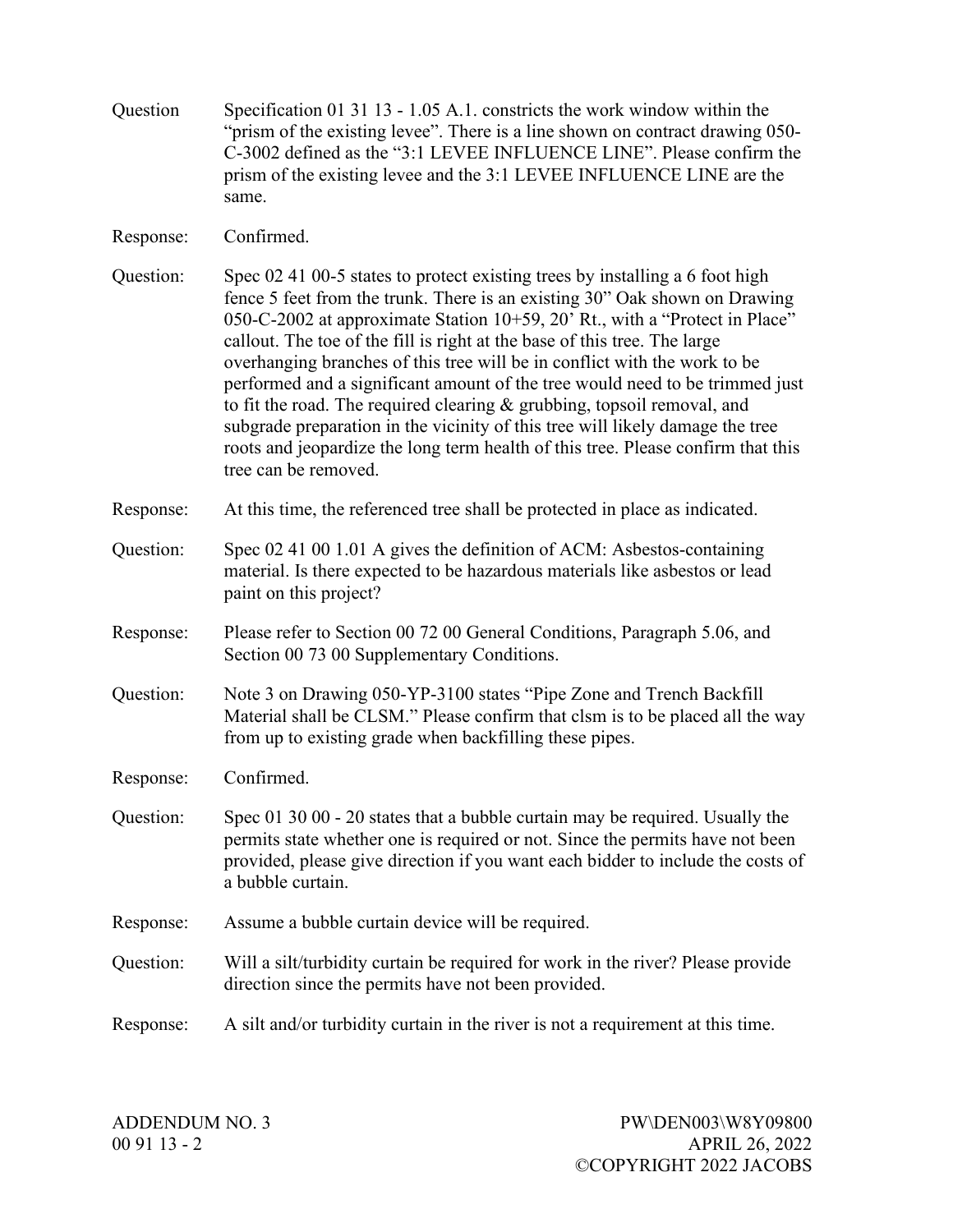Question Specification 01 31 13 - 1.05 A.1. constricts the work window within the "prism of the existing levee". There is a line shown on contract drawing 050-C-3002 defined as the "3:1 LEVEE INFLUENCE LINE". Please confirm the prism of the existing levee and the 3:1 LEVEE INFLUENCE LINE are the same.

Response: Confirmed.

Question: Spec 02 41 00-5 states to protect existing trees by installing a 6 foot high fence 5 feet from the trunk. There is an existing 30" Oak shown on Drawing 050-C-2002 at approximate Station 10+59, 20' Rt., with a "Protect in Place" callout. The toe of the fill is right at the base of this tree. The large overhanging branches of this tree will be in conflict with the work to be performed and a significant amount of the tree would need to be trimmed just to fit the road. The required clearing & grubbing, topsoil removal, and subgrade preparation in the vicinity of this tree will likely damage the tree roots and jeopardize the long term health of this tree. Please confirm that this tree can be removed.

Response: At this time, the referenced tree shall be protected in place as indicated.

Question: Spec 02 41 00 1.01 A gives the definition of ACM: Asbestos-containing material. Is there expected to be hazardous materials like asbestos or lead paint on this project?

Response: Please refer to Section 00 72 00 General Conditions, Paragraph 5.06, and Section 00 73 00 Supplementary Conditions.

Question: Note 3 on Drawing 050-YP-3100 states "Pipe Zone and Trench Backfill Material shall be CLSM." Please confirm that clsm is to be placed all the way from up to existing grade when backfilling these pipes.

Response: Confirmed.

Question: Spec 01 30 00 - 20 states that a bubble curtain may be required. Usually the permits state whether one is required or not. Since the permits have not been provided, please give direction if you want each bidder to include the costs of a bubble curtain.

Response: Assume a bubble curtain device will be required.

Question: Will a silt/turbidity curtain be required for work in the river? Please provide direction since the permits have not been provided.

Response: A silt and/or turbidity curtain in the river is not a requirement at this time.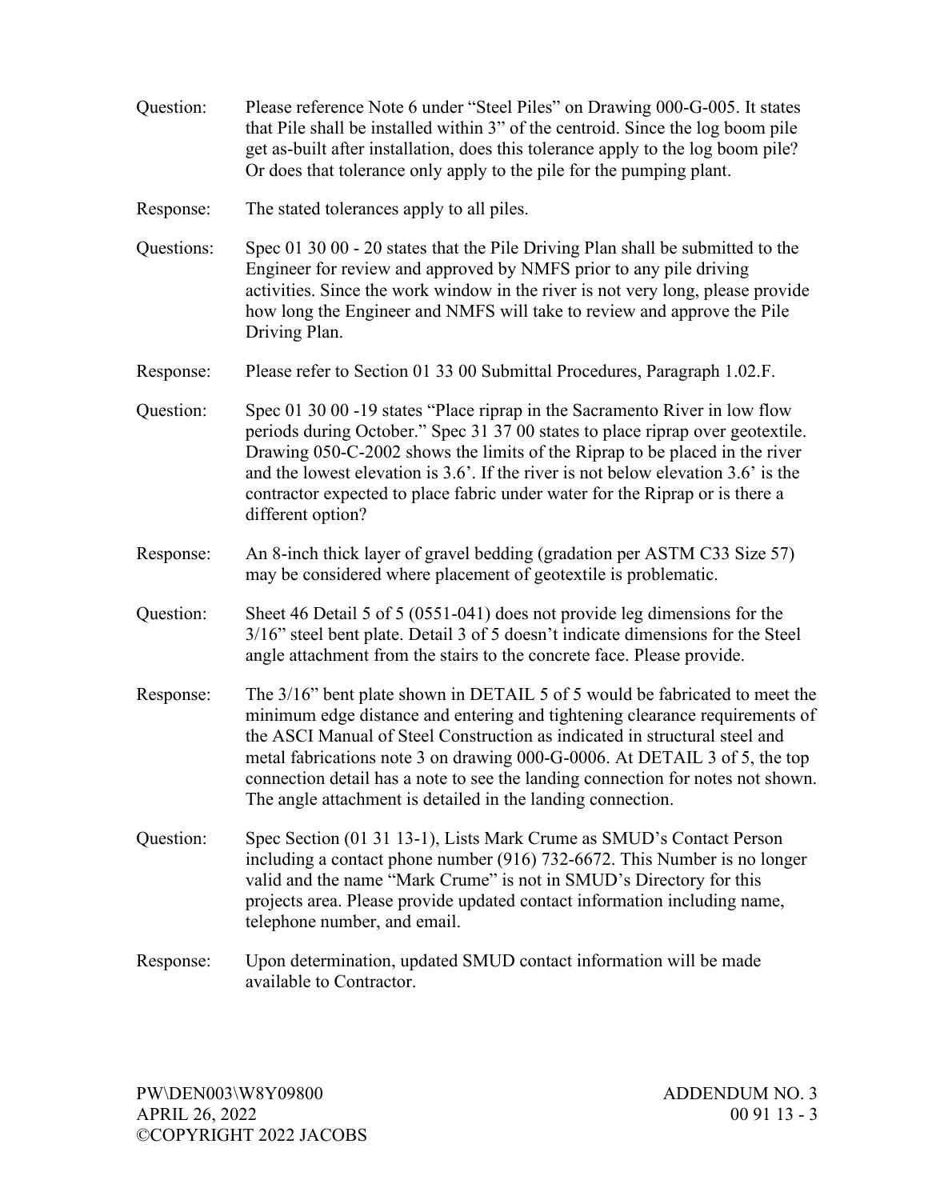Question: Please reference Note 6 under "Steel Piles" on Drawing 000-G-005. It states that Pile shall be installed within 3" of the centroid. Since the log boom pile get as-built after installation, does this tolerance apply to the log boom pile? Or does that tolerance only apply to the pile for the pumping plant.

Response: The stated tolerances apply to all piles.

Questions: Spec 01 30 00 - 20 states that the Pile Driving Plan shall be submitted to the Engineer for review and approved by NMFS prior to any pile driving activities. Since the work window in the river is not very long, please provide how long the Engineer and NMFS will take to review and approve the Pile Driving Plan.

Response: Please refer to Section 01 33 00 Submittal Procedures, Paragraph 1.02.F.

Question: Spec 01 30 00 -19 states "Place riprap in the Sacramento River in low flow periods during October." Spec 31 37 00 states to place riprap over geotextile. Drawing 050-C-2002 shows the limits of the Riprap to be placed in the river and the lowest elevation is 3.6'. If the river is not below elevation 3.6' is the contractor expected to place fabric under water for the Riprap or is there a different option?

Response: An 8-inch thick layer of gravel bedding (gradation per ASTM C33 Size 57) may be considered where placement of geotextile is problematic.

Question: Sheet 46 Detail 5 of 5 (0551-041) does not provide leg dimensions for the 3/16" steel bent plate. Detail 3 of 5 doesn't indicate dimensions for the Steel angle attachment from the stairs to the concrete face. Please provide.

Response: The 3/16" bent plate shown in DETAIL 5 of 5 would be fabricated to meet the minimum edge distance and entering and tightening clearance requirements of the ASCI Manual of Steel Construction as indicated in structural steel and metal fabrications note 3 on drawing 000-G-0006. At DETAIL 3 of 5, the top connection detail has a note to see the landing connection for notes not shown. The angle attachment is detailed in the landing connection.

Question: Spec Section (01 31 13-1), Lists Mark Crume as SMUD's Contact Person including a contact phone number (916) 732-6672. This Number is no longer valid and the name "Mark Crume" is not in SMUD's Directory for this projects area. Please provide updated contact information including name, telephone number, and email.

Response: Upon determination, updated SMUD contact information will be made available to Contractor.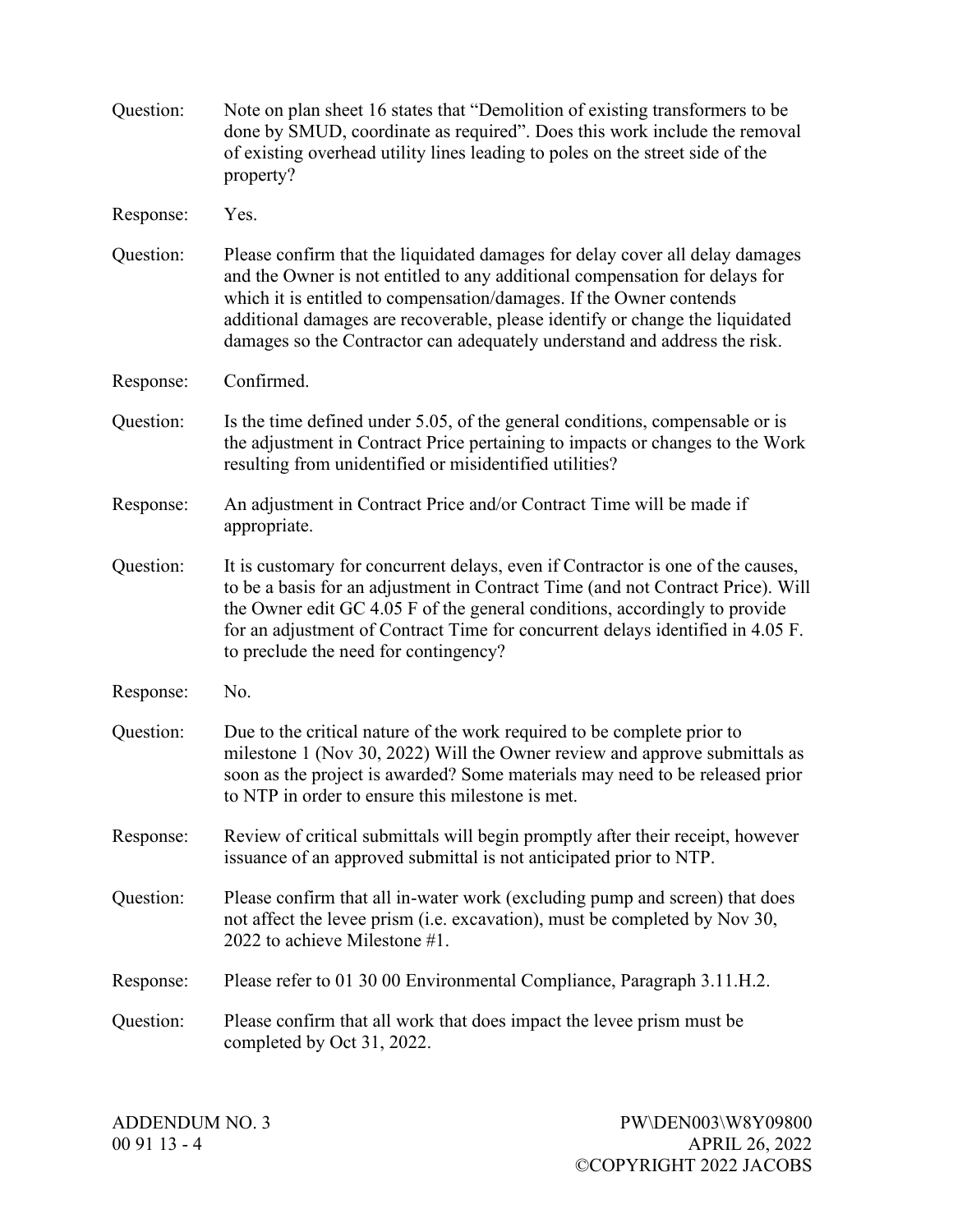Question: Note on plan sheet 16 states that "Demolition of existing transformers to be done by SMUD, coordinate as required". Does this work include the removal of existing overhead utility lines leading to poles on the street side of the property?

Response: Yes.

Question: Please confirm that the liquidated damages for delay cover all delay damages and the Owner is not entitled to any additional compensation for delays for which it is entitled to compensation/damages. If the Owner contends additional damages are recoverable, please identify or change the liquidated damages so the Contractor can adequately understand and address the risk.

Response: Confirmed.

Question: Is the time defined under 5.05, of the general conditions, compensable or is the adjustment in Contract Price pertaining to impacts or changes to the Work resulting from unidentified or misidentified utilities?

Response: An adjustment in Contract Price and/or Contract Time will be made if appropriate.

Question: It is customary for concurrent delays, even if Contractor is one of the causes, to be a basis for an adjustment in Contract Time (and not Contract Price). Will the Owner edit GC 4.05 F of the general conditions, accordingly to provide for an adjustment of Contract Time for concurrent delays identified in 4.05 F. to preclude the need for contingency?

Response: No.

Question: Due to the critical nature of the work required to be complete prior to milestone 1 (Nov 30, 2022) Will the Owner review and approve submittals as soon as the project is awarded? Some materials may need to be released prior to NTP in order to ensure this milestone is met.

Response: Review of critical submittals will begin promptly after their receipt, however issuance of an approved submittal is not anticipated prior to NTP.

Question: Please confirm that all in-water work (excluding pump and screen) that does not affect the levee prism (i.e. excavation), must be completed by Nov 30, 2022 to achieve Milestone #1.

Response: Please refer to 01 30 00 Environmental Compliance, Paragraph 3.11.H.2.

Question: Please confirm that all work that does impact the levee prism must be completed by Oct 31, 2022.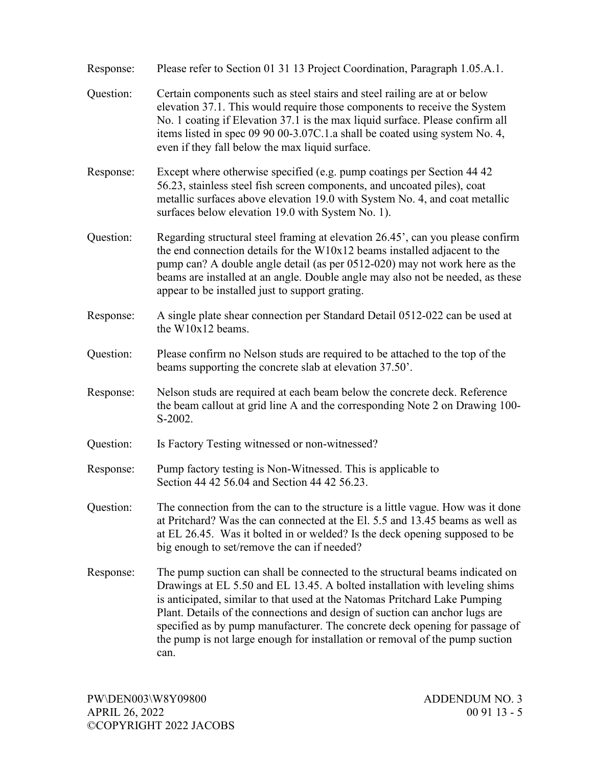Response: Please refer to Section 01 31 13 Project Coordination, Paragraph 1.05.A.1.

Question: Certain components such as steel stairs and steel railing are at or below elevation 37.1. This would require those components to receive the System No. 1 coating if Elevation 37.1 is the max liquid surface. Please confirm all items listed in spec 09 90 00-3.07C.1.a shall be coated using system No. 4, even if they fall below the max liquid surface.

Response: Except where otherwise specified (e.g. pump coatings per Section 44 42 56.23, stainless steel fish screen components, and uncoated piles), coat metallic surfaces above elevation 19.0 with System No. 4, and coat metallic surfaces below elevation 19.0 with System No. 1).

Question: Regarding structural steel framing at elevation 26.45', can you please confirm the end connection details for the W10x12 beams installed adjacent to the pump can? A double angle detail (as per 0512-020) may not work here as the beams are installed at an angle. Double angle may also not be needed, as these appear to be installed just to support grating.

Response: A single plate shear connection per Standard Detail 0512-022 can be used at the W10x12 beams.

Question: Please confirm no Nelson studs are required to be attached to the top of the beams supporting the concrete slab at elevation 37.50'.

Response: Nelson studs are required at each beam below the concrete deck. Reference the beam callout at grid line A and the corresponding Note 2 on Drawing 100-S-2002.

Question: Is Factory Testing witnessed or non-witnessed?

Response: Pump factory testing is Non-Witnessed. This is applicable to Section 44 42 56.04 and Section 44 42 56.23.

Question: The connection from the can to the structure is a little vague. How was it done at Pritchard? Was the can connected at the El. 5.5 and 13.45 beams as well as at EL 26.45. Was it bolted in or welded? Is the deck opening supposed to be big enough to set/remove the can if needed?

Response: The pump suction can shall be connected to the structural beams indicated on Drawings at EL 5.50 and EL 13.45. A bolted installation with leveling shims is anticipated, similar to that used at the Natomas Pritchard Lake Pumping Plant. Details of the connections and design of suction can anchor lugs are specified as by pump manufacturer. The concrete deck opening for passage of the pump is not large enough for installation or removal of the pump suction can.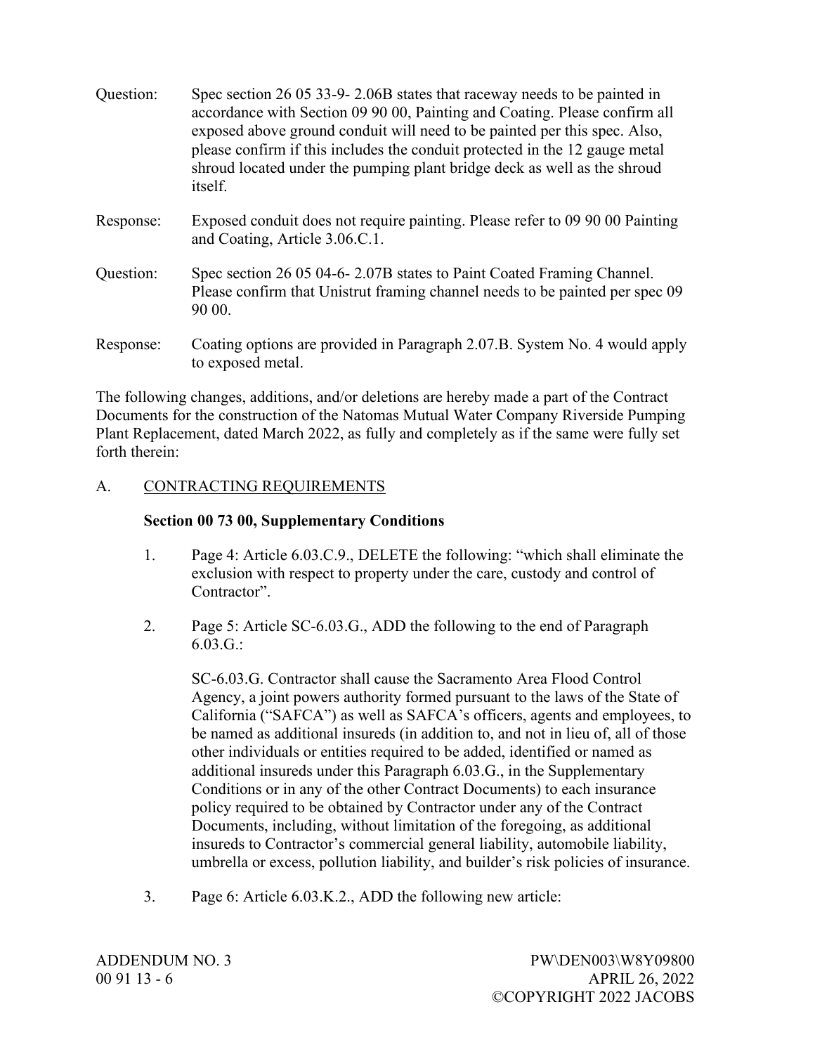Question: Spec section 26 05 33-9- 2.06B states that raceway needs to be painted in accordance with Section 09 90 00, Painting and Coating. Please confirm all exposed above ground conduit will need to be painted per this spec. Also, please confirm if this includes the conduit protected in the 12 gauge metal shroud located under the pumping plant bridge deck as well as the shroud itself.

Response: Exposed conduit does not require painting. Please refer to 09 90 00 Painting and Coating, Article 3.06.C.1.

Question: Spec section 26 05 04-6- 2.07B states to Paint Coated Framing Channel. Please confirm that Unistrut framing channel needs to be painted per spec 09 90 00.

Response: Coating options are provided in Paragraph 2.07.B. System No. 4 would apply to exposed metal.

The following changes, additions, and/or deletions are hereby made a part of the Contract Documents for the construction of the Natomas Mutual Water Company Riverside Pumping Plant Replacement, dated March 2022, as fully and completely as if the same were fully set forth therein:

## A. CONTRACTING REQUIREMENTS

### Section 00 73 00, Supplementary Conditions

1. Page 4: Article 6.03.C.9., DELETE the following: "which shall eliminate the exclusion with respect to property under the care, custody and control of Contractor".

2. Page 5: Article SC-6.03.G., ADD the following to the end of Paragraph 6.03.G.:

   SC-6.03.G. Contractor shall cause the Sacramento Area Flood Control Agency, a joint powers authority formed pursuant to the laws of the State of California ("SAFCA") as well as SAFCA's officers, agents and employees, to be named as additional insureds (in addition to, and not in lieu of, all of those other individuals or entities required to be added, identified or named as additional insureds under this Paragraph 6.03.G., in the Supplementary Conditions or in any of the other Contract Documents) to each insurance policy required to be obtained by Contractor under any of the Contract Documents, including, without limitation of the foregoing, as additional insureds to Contractor's commercial general liability, automobile liability, umbrella or excess, pollution liability, and builder's risk policies of insurance.

3. Page 6: Article 6.03.K.2., ADD the following new article: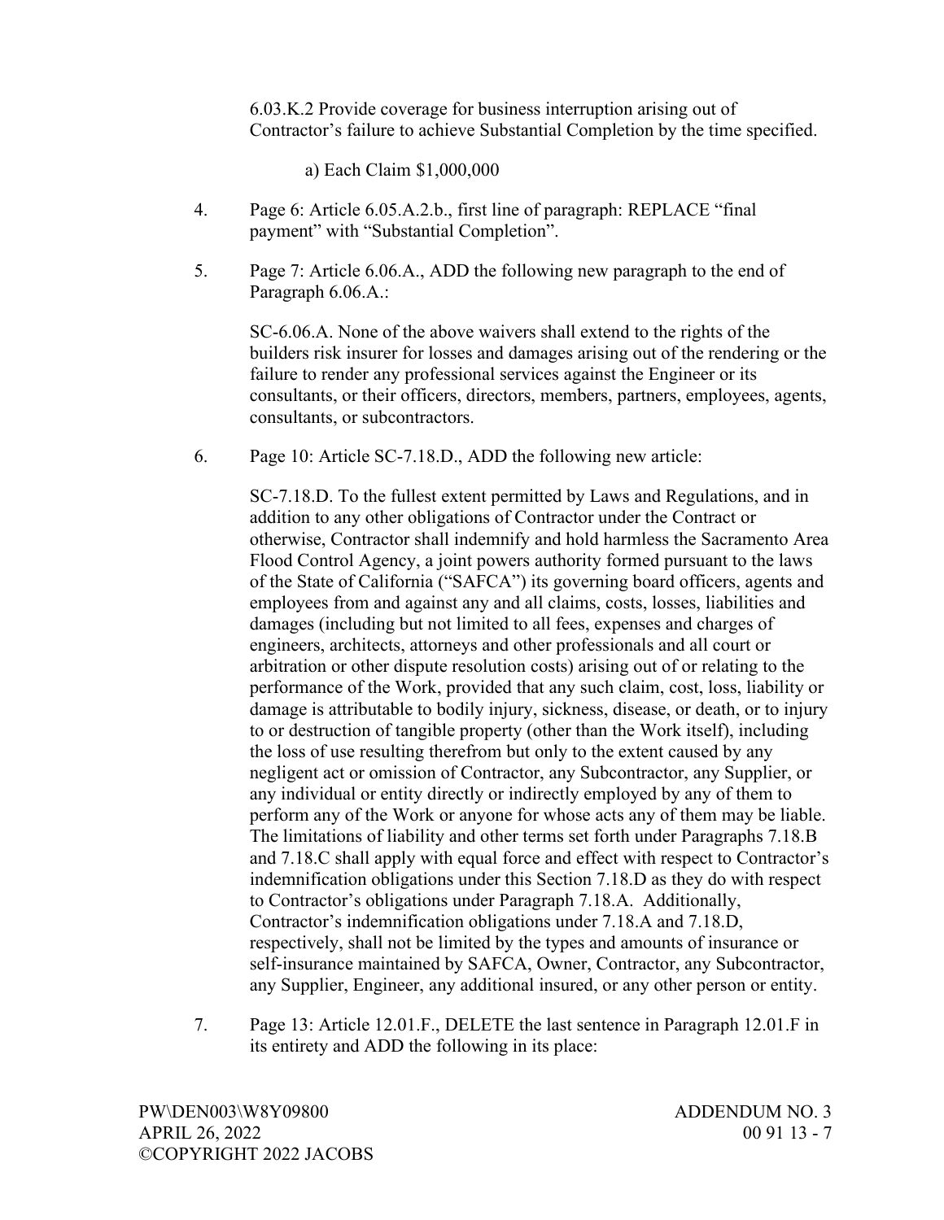6.03.K.2 Provide coverage for business interruption arising out of Contractor's failure to achieve Substantial Completion by the time specified.

a) Each Claim $1,000,000

4. Page 6: Article 6.05.A.2.b., first line of paragraph: REPLACE "final payment" with "Substantial Completion".

5. Page 7: Article 6.06.A., ADD the following new paragraph to the end of Paragraph 6.06.A.:

   SC-6.06.A. None of the above waivers shall extend to the rights of the builders risk insurer for losses and damages arising out of the rendering or the failure to render any professional services against the Engineer or its consultants, or their officers, directors, members, partners, employees, agents, consultants, or subcontractors.

6. Page 10: Article SC-7.18.D., ADD the following new article:

   SC-7.18.D. To the fullest extent permitted by Laws and Regulations, and in addition to any other obligations of Contractor under the Contract or otherwise, Contractor shall indemnify and hold harmless the Sacramento Area Flood Control Agency, a joint powers authority formed pursuant to the laws of the State of California ("SAFCA") its governing board officers, agents and employees from and against any and all claims, costs, losses, liabilities and damages (including but not limited to all fees, expenses and charges of engineers, architects, attorneys and other professionals and all court or arbitration or other dispute resolution costs) arising out of or relating to the performance of the Work, provided that any such claim, cost, loss, liability or damage is attributable to bodily injury, sickness, disease, or death, or to injury to or destruction of tangible property (other than the Work itself), including the loss of use resulting therefrom but only to the extent caused by any negligent act or omission of Contractor, any Subcontractor, any Supplier, or any individual or entity directly or indirectly employed by any of them to perform any of the Work or anyone for whose acts any of them may be liable. The limitations of liability and other terms set forth under Paragraphs 7.18.B and 7.18.C shall apply with equal force and effect with respect to Contractor's indemnification obligations under this Section 7.18.D as they do with respect to Contractor's obligations under Paragraph 7.18.A. Additionally, Contractor's indemnification obligations under 7.18.A and 7.18.D, respectively, shall not be limited by the types and amounts of insurance or self-insurance maintained by SAFCA, Owner, Contractor, any Subcontractor, any Supplier, Engineer, any additional insured, or any other person or entity.

7. Page 13: Article 12.01.F., DELETE the last sentence in Paragraph 12.01.F in its entirety and ADD the following in its place: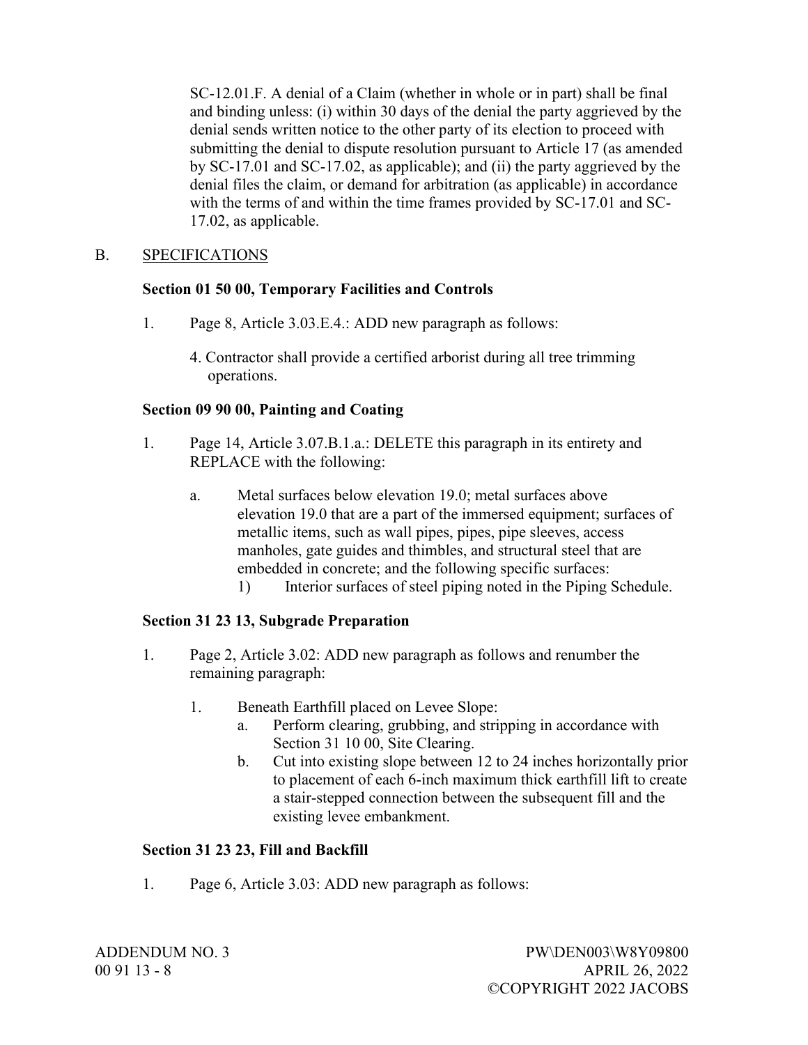SC-12.01.F. A denial of a Claim (whether in whole or in part) shall be final and binding unless: (i) within 30 days of the denial the party aggrieved by the denial sends written notice to the other party of its election to proceed with submitting the denial to dispute resolution pursuant to Article 17 (as amended by SC-17.01 and SC-17.02, as applicable); and (ii) the party aggrieved by the denial files the claim, or demand for arbitration (as applicable) in accordance with the terms of and within the time frames provided by SC-17.01 and SC-17.02, as applicable.

B. <u>SPECIFICATIONS</u>

**Section 01 50 00, Temporary Facilities and Controls**

1. Page 8, Article 3.03.E.4.: ADD new paragraph as follows:

   4. Contractor shall provide a certified arborist during all tree trimming operations.

**Section 09 90 00, Painting and Coating**

1. Page 14, Article 3.07.B.1.a.: DELETE this paragraph in its entirety and REPLACE with the following:

   a. Metal surfaces below elevation 19.0; metal surfaces above elevation 19.0 that are a part of the immersed equipment; surfaces of metallic items, such as wall pipes, pipes, pipe sleeves, access manholes, gate guides and thimbles, and structural steel that are embedded in concrete; and the following specific surfaces:
      1) Interior surfaces of steel piping noted in the Piping Schedule.

**Section 31 23 13, Subgrade Preparation**

1. Page 2, Article 3.02: ADD new paragraph as follows and renumber the remaining paragraph:

   1. Beneath Earthfill placed on Levee Slope:
      a. Perform clearing, grubbing, and stripping in accordance with Section 31 10 00, Site Clearing.
      b. Cut into existing slope between 12 to 24 inches horizontally prior to placement of each 6-inch maximum thick earthfill lift to create a stair-stepped connection between the subsequent fill and the existing levee embankment.

**Section 31 23 23, Fill and Backfill**

1. Page 6, Article 3.03: ADD new paragraph as follows: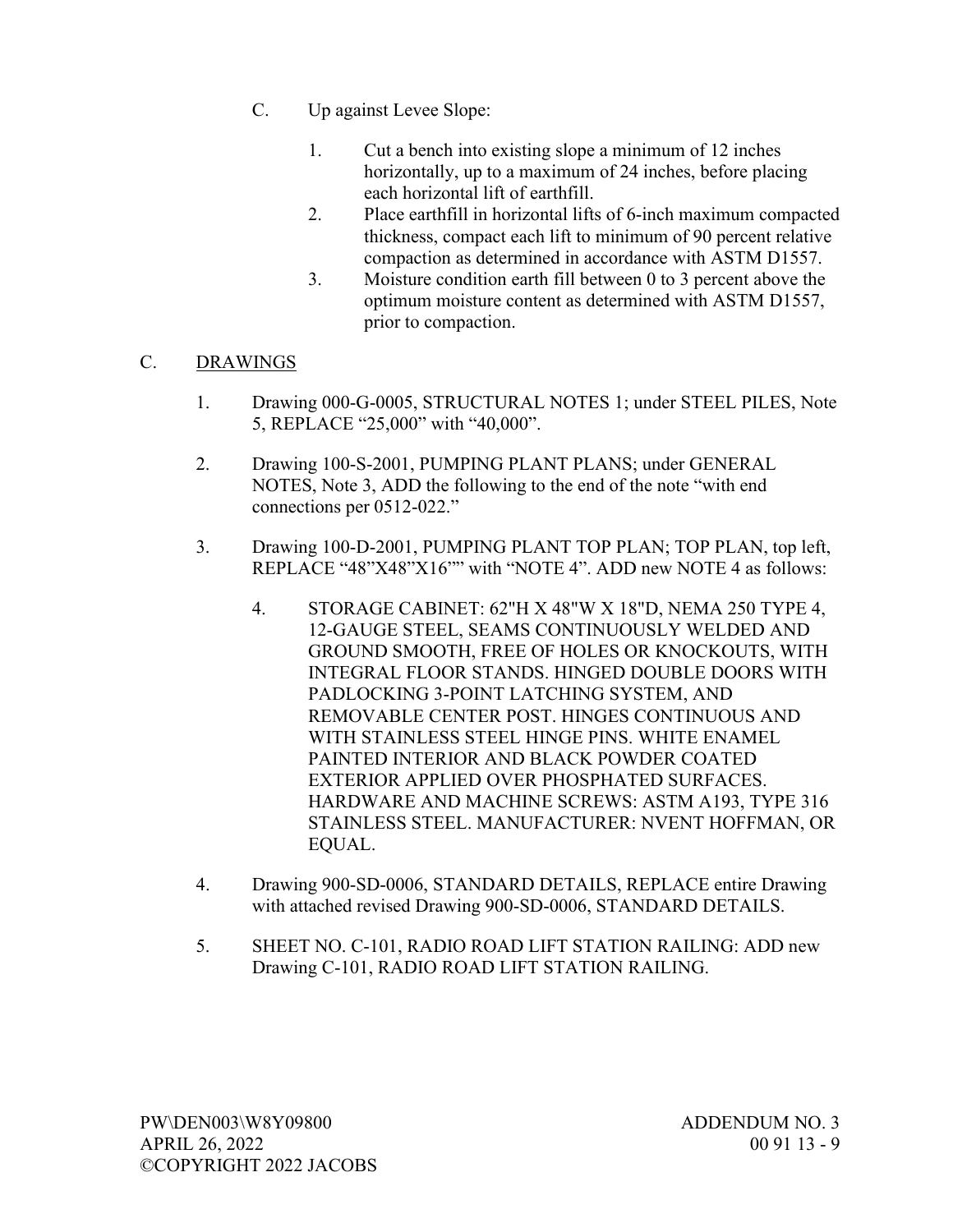C. Up against Levee Slope:

1. Cut a bench into existing slope a minimum of 12 inches horizontally, up to a maximum of 24 inches, before placing each horizontal lift of earthfill.
2. Place earthfill in horizontal lifts of 6-inch maximum compacted thickness, compact each lift to minimum of 90 percent relative compaction as determined in accordance with ASTM D1557.
3. Moisture condition earth fill between 0 to 3 percent above the optimum moisture content as determined with ASTM D1557, prior to compaction.

## C. DRAWINGS

1. Drawing 000-G-0005, STRUCTURAL NOTES 1; under STEEL PILES, Note 5, REPLACE “25,000” with “40,000”.

2. Drawing 100-S-2001, PUMPING PLANT PLANS; under GENERAL NOTES, Note 3, ADD the following to the end of the note “with end connections per 0512-022.”

3. Drawing 100-D-2001, PUMPING PLANT TOP PLAN; TOP PLAN, top left, REPLACE “48”X48”X16”” with “NOTE 4”. ADD new NOTE 4 as follows:

   4. STORAGE CABINET: 62"H X 48"W X 18"D, NEMA 250 TYPE 4, 12-GAUGE STEEL, SEAMS CONTINUOUSLY WELDED AND GROUND SMOOTH, FREE OF HOLES OR KNOCKOUTS, WITH INTEGRAL FLOOR STANDS. HINGED DOUBLE DOORS WITH PADLOCKING 3-POINT LATCHING SYSTEM, AND REMOVABLE CENTER POST. HINGES CONTINUOUS AND WITH STAINLESS STEEL HINGE PINS. WHITE ENAMEL PAINTED INTERIOR AND BLACK POWDER COATED EXTERIOR APPLIED OVER PHOSPHATED SURFACES. HARDWARE AND MACHINE SCREWS: ASTM A193, TYPE 316 STAINLESS STEEL. MANUFACTURER: NVENT HOFFMAN, OR EQUAL.

4. Drawing 900-SD-0006, STANDARD DETAILS, REPLACE entire Drawing with attached revised Drawing 900-SD-0006, STANDARD DETAILS.

5. SHEET NO. C-101, RADIO ROAD LIFT STATION RAILING: ADD new Drawing C-101, RADIO ROAD LIFT STATION RAILING.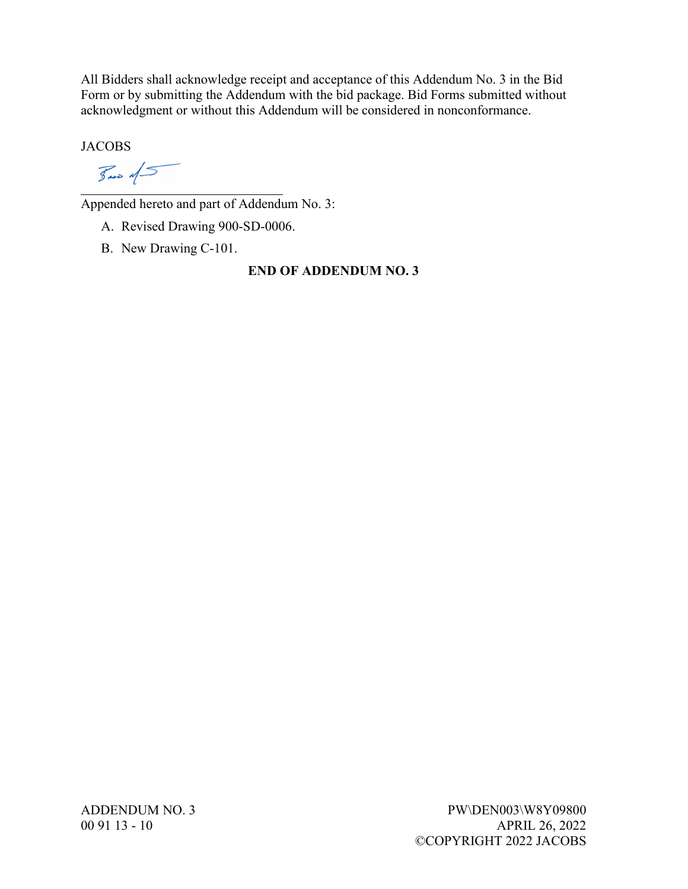All Bidders shall acknowledge receipt and acceptance of this Addendum No. 3 in the Bid Form or by submitting the Addendum with the bid package. Bid Forms submitted without acknowledgment or without this Addendum will be considered in nonconformance.

JACOBS

Appended hereto and part of Addendum No. 3:

A. Revised Drawing 900-SD-0006.

B. New Drawing C-101.

**END OF ADDENDUM NO. 3**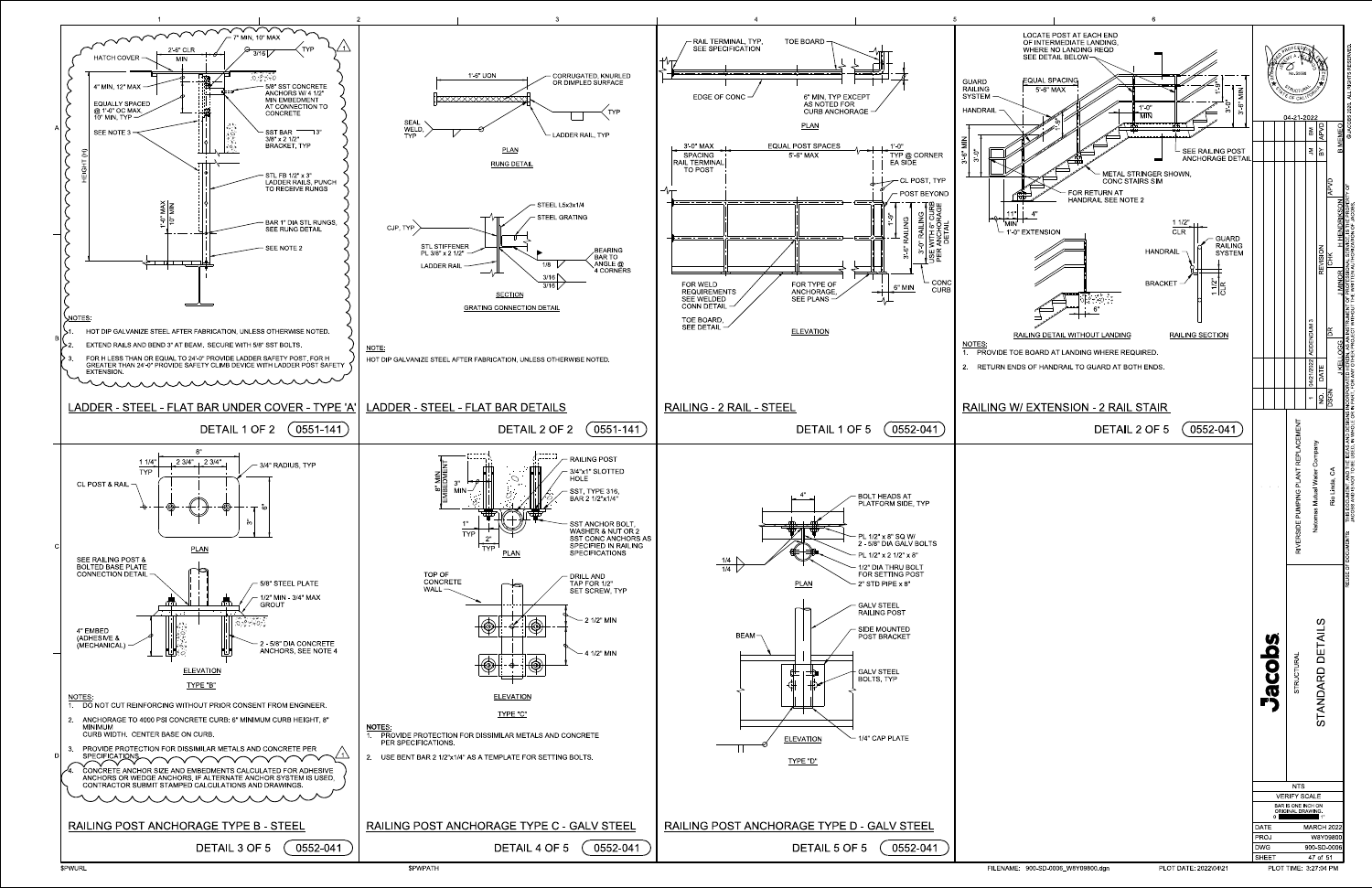## LADDER - STEEL - FLAT BAR UNDER COVER - TYPE 'A'

DETAIL 1 OF 2 (0551-141)

HATCH COVER — 2'-6" CLR MIN — 7" MIN, 10" MAX — 3/16 TYP

4" MIN, 12" MAX

EQUALLY SPACED @ 1'-0" OC MAX, 10" MIN, TYP

SEE NOTE 3

5/8" SST CONCRETE ANCHORS W/ 4 1/2" MIN EMBEDMENT AT CONNECTION TO CONCRETE

SST BAR 3/8" x 2 1/2" BRACKET, TYP — 3"

HEIGHT (H)

STL FB 1/2" x 3" LADDER RAILS, PUNCH TO RECEIVE RUNGS

1'-0" MAX 10" MIN

BAR 1" DIA STL RUNGS, SEE RUNG DETAIL

SEE NOTE 2

NOTES:

1. HOT DIP GALVANIZE STEEL AFTER FABRICATION, UNLESS OTHERWISE NOTED.
2. EXTEND RAILS AND BEND 3" AT BEAM. SECURE WITH 5/8" SST BOLTS.
3. FOR H LESS THAN OR EQUAL TO 24'-0" PROVIDE LADDER SAFETY POST, FOR H GREATER THAN 24'-0" PROVIDE SAFETY CLIMB DEVICE WITH LADDER POST SAFETY EXTENSION.

## LADDER - STEEL - FLAT BAR DETAILS

DETAIL 2 OF 2 (0551-141)

**PLAN — RUNG DETAIL**

1'-6" UON — CORRUGATED, KNURLED OR DIMPLED SURFACE — SEAL WELD, TYP — TYP — LADDER RAIL, TYP

**SECTION — GRATING CONNECTION DETAIL**

STEEL L5x3x1/4 — STEEL GRATING — CJP, TYP — STL STIFFENER PL 3/8" x 2 1/2" — LADDER RAIL — 1/8 — 3/16 — 3/16 — BEARING BAR TO ANGLE @ 4 CORNERS

NOTE:

HOT DIP GALVANIZE STEEL AFTER FABRICATION, UNLESS OTHERWISE NOTED.

## RAILING - 2 RAIL - STEEL

DETAIL 1 OF 5 (0552-041)

**PLAN**

RAIL TERMINAL, TYP, SEE SPECIFICATION — TOE BOARD — EDGE OF CONC — 6" MIN, TYP EXCEPT AS NOTED FOR CURB ANCHORAGE

**ELEVATION**

3'-0" MAX SPACING RAIL TERMINAL TO POST — EQUAL POST SPACES 5'-6" MAX — 1'-0" TYP @ CORNER EA SIDE — CL POST, TYP — POST BEYOND — 1'-9" — 3'-6" RAILING — 3'-0" RAILING USE WITH 6" CURB PER ANCHORAGE DETAIL — FOR WELD REQUIREMENTS SEE WELDED CONN DETAIL — FOR TYPE OF ANCHORAGE, SEE PLANS — 6" MIN — CONC CURB — TOE BOARD, SEE DETAIL

## RAILING W/ EXTENSION - 2 RAIL STAIR

DETAIL 2 OF 5 (0552-041)

LOCATE POST AT EACH END OF INTERMEDIATE LANDING, WHERE NO LANDING REQD SEE DETAIL BELOW

GUARD RAILING SYSTEM — EQUAL SPACING 5'-6" MAX — HANDRAIL — 1'-0" MIN — 1'-9" — 3'-0" — 3'-6" MIN — 3'-6" MIN — 3'-0" — SEE RAILING POST ANCHORAGE DETAIL — METAL STRINGER SHOWN, CONC STAIRS SIM — FOR RETURN AT HANDRAIL SEE NOTE 2 — 11" MIN — 4" — 1'-0" EXTENSION

RAILING DETAIL WITHOUT LANDING

RAILING SECTION: 1 1/2" CLR — GUARD RAILING SYSTEM — HANDRAIL — BRACKET — 1 1/2" CLR — 6"

NOTES:

1. PROVIDE TOE BOARD AT LANDING WHERE REQUIRED.
2. RETURN ENDS OF HANDRAIL TO GUARD AT BOTH ENDS.

## RAILING POST ANCHORAGE TYPE B - STEEL

DETAIL 3 OF 5 (0552-041)

**PLAN**

8" — 1 1/4" TYP — 2 3/4" — 2 3/4" — 3/4" RADIUS, TYP — CL POST & RAIL — 8" — 3"

**ELEVATION — TYPE "B"**

SEE RAILING POST & BOLTED BASE PLATE CONNECTION DETAIL — 5/8" STEEL PLATE — 1/2" MIN - 3/4" MAX GROUT — 4" EMBED (ADHESIVE & MECHANICAL) — 2 - 5/8" DIA CONCRETE ANCHORS, SEE NOTE 4

NOTES:

1. DO NOT CUT REINFORCING WITHOUT PRIOR CONSENT FROM ENGINEER.
2. ANCHORAGE TO 4000 PSI CONCRETE CURB: 6" MINIMUM CURB HEIGHT, 8" MINIMUM CURB WIDTH. CENTER BASE ON CURB.
3. PROVIDE PROTECTION FOR DISSIMILAR METALS AND CONCRETE PER SPECIFICATIONS.
4. CONCRETE ANCHOR SIZE AND EMBEDMENTS CALCULATED FOR ADHESIVE ANCHORS OR WEDGE ANCHORS, IF ALTERNATE ANCHOR SYSTEM IS USED, CONTRACTOR SUBMIT STAMPED CALCULATIONS AND DRAWINGS.

## RAILING POST ANCHORAGE TYPE C - GALV STEEL

DETAIL 4 OF 5 (0552-041)

**PLAN**

RAILING POST — 3/4"x1" SLOTTED HOLE — 6" MIN EMBEDMENT — 3" MIN — SST, TYPE 316, BAR 2 1/2"x1/4" — 1" TYP — 2" TYP — SST ANCHOR BOLT, WASHER & NUT OR 2 SST CONC ANCHORS AS SPECIFIED IN RAILING SPECIFICATIONS

**ELEVATION — TYPE "C"**

TOP OF CONCRETE WALL — DRILL AND TAP FOR 1/2" SET SCREW, TYP — 2 1/2" MIN — 4 1/2" MIN

NOTES:

1. PROVIDE PROTECTION FOR DISSIMILAR METALS AND CONCRETE PER SPECIFICATIONS.
2. USE BENT BAR 2 1/2"x1/4" AS A TEMPLATE FOR SETTING BOLTS.

## RAILING POST ANCHORAGE TYPE D - GALV STEEL

DETAIL 5 OF 5 (0552-041)

**PLAN**

4" — BOLT HEADS AT PLATFORM SIDE, TYP — PL 1/2" x 8" SQ W/ 2 - 5/8" DIA GALV BOLTS — PL 1/2" x 2 1/2" x 8" — 1/4 — 1/4 — 1/2" DIA THRU BOLT FOR SETTING POST — 2" STD PIPE x 8"

**ELEVATION — TYPE "D"**

GALV STEEL RAILING POST — BEAM — SIDE MOUNTED POST BRACKET — GALV STEEL BOLTS, TYP — 1/4" CAP PLATE

---

| NO. | DATE | REVISION | BY | APVD |
|---|---|---|---|---|
| 1 | 04/21/2022 | ADDENDUM 3 | JM | BM |

DSGN: J. KELLOGG — DR: J. MINOR — CHK: H. HENDRIKSON — APVD: B. MEMEO

04-21-2022

Jacobs — STRUCTURAL — STANDARD DETAILS

RIVERSIDE PUMPING PLANT REPLACEMENT — Natomas Mutual Water Company — Rio Linda, CA

NTS — VERIFY SCALE — BAR IS ONE INCH ON ORIGINAL DRAWING.

| DATE | MARCH 2022 |
|---|---|
| PROJ | W8Y09800 |
| DWG | 900-SD-0006 |
| SHEET | 47 of 51 |

REUSE OF DOCUMENTS: THIS DOCUMENT, AND THE IDEAS AND DESIGNS INCORPORATED HEREIN, AS AN INSTRUMENT OF PROFESSIONAL SERVICE, IS THE PROPERTY OF JACOBS AND IS NOT TO BE USED, IN WHOLE OR IN PART, FOR ANY OTHER PROJECT WITHOUT THE WRITTEN AUTHORIZATION OF JACOBS.

© JACOBS 2022. ALL RIGHTS RESERVED.

FILENAME: 900-SD-0006_W8Y09800.dgn — PLOT DATE: 2022\04\21 — PLOT TIME: 3:27:04 PM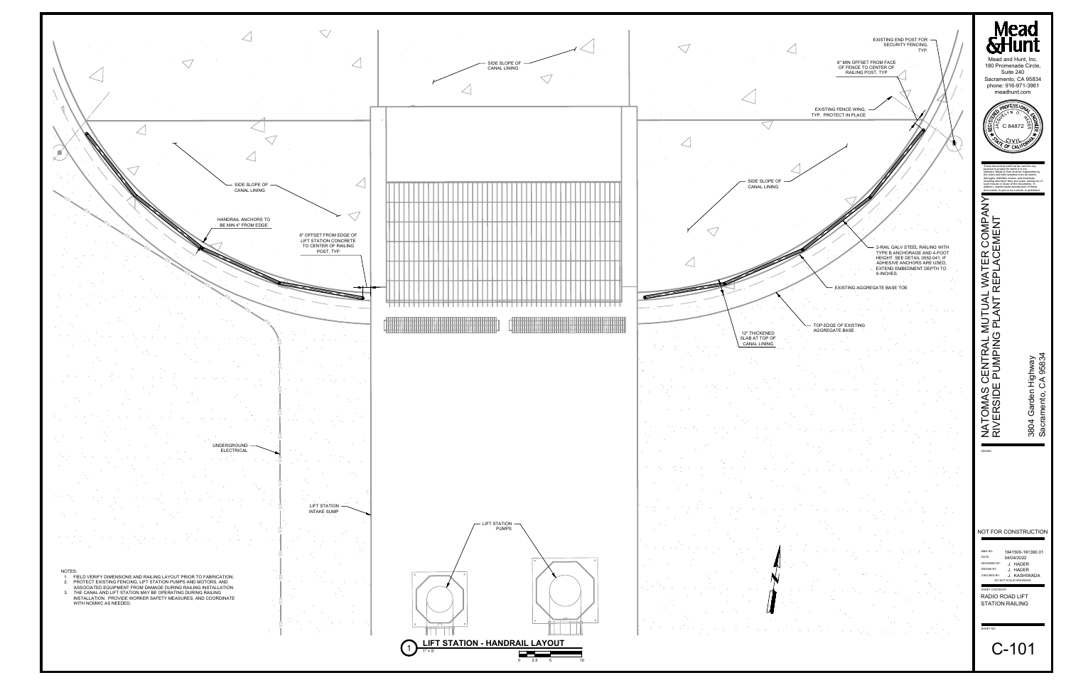SIDE SLOPE OF CANAL LINING

SIDE SLOPE OF CANAL LINING

HANDRAIL ANCHORS TO BE MIN 4" FROM EDGE

6" OFFSET FROM EDGE OF LIFT STATION CONCRETE TO CENTER OF RAILING POST, TYP

EXISTING END POST FOR SECURITY FENCING, TYP.

6" MIN OFFSET FROM FACE OF FENCE TO CENTER OF RAILING POST, TYP

EXISTING FENCE WING, TYP. PROTECT IN PLACE

SIDE SLOPE OF CANAL LINING

2-RAIL GALV STEEL RAILING WITH TYPE B ANCHORAGE AND 4-FOOT HEIGHT. SEE DETAIL 0552-041. IF ADHESIVE ANCHORS ARE USED, EXTEND EMBEDMENT DEPTH TO 6-INCHES.

EXISTING AGGREGATE BASE TOE

TOP EDGE OF EXISTING AGGREGATE BASE

12" THICKENED SLAB AT TOP OF CANAL LINING

UNDERGROUND ELECTRICAL

LIFT STATION INTAKE SUMP

LIFT STATION PUMPS

NOTES:

1. FIELD VERIFY DIMENSIONS AND RAILING LAYOUT PRIOR TO FABRICATION.
2. PROTECT EXISTING FENCING, LIFT STATION PUMPS AND MOTORS, AND ASSOCIATED EQUIPMENT FROM DAMAGE DURING RAILING INSTALLATION.
3. THE CANAL AND LIFT STATION MAY BE OPERATING DURING RAILING INSTALLATION. PROVIDE WORKER SAFETY MEASURES, AND COORDINATE WITH NCMWC AS NEEDED.

1 **LIFT STATION - HANDRAIL LAYOUT**

1" = 5'

0 2.5 5 10

Mead & Hunt

Mead and Hunt, Inc.
180 Promenade Circle, Suite 240
Sacramento, CA 95834
phone: 916-971-3961
meadhunt.com

REGISTERED PROFESSIONAL ENGINEER JACQUELYN O. HADER C 84872 CIVIL STATE OF CALIFORNIA

These documents shall not be used for any purpose or project for which it is not intended. Mead & Hunt shall be indemnified by the client and held harmless from all claims, damages, liabilities, losses, and expenses, including attorneys' fees and costs, arising out of such misuse or reuse of the documents. In addition, unauthorized reproduction of these documents, in part or as a whole, is prohibited.

NATOMAS CENTRAL MUTUAL WATER COMPANY
RIVERSIDE PUMPING PLANT REPLACEMENT

3804 Garden Highway
Sacramento, CA 95834

ISSUED:

NOT FOR CONSTRUCTION

M&H NO.: 1941500-161390.01
DATE: 04/04/2022
DESIGNED BY: J. HADER
DRAWN BY: J. HADER
CHECKED BY: J. KASHIWADA
DO NOT SCALE DRAWINGS

SHEET CONTENTS:
RADIO ROAD LIFT STATION RAILING

SHEET NO.:
C-101